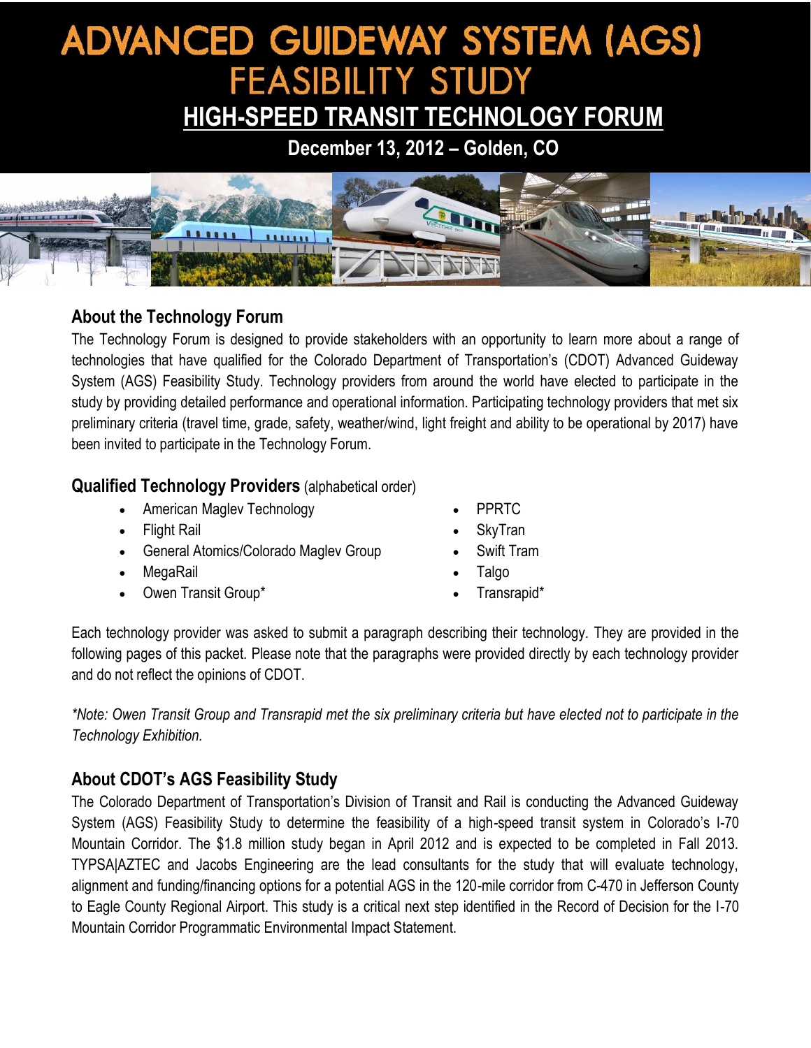# ADVANCED GUIDEWAY SYSTEM (AGS) FEASIBILITY STUDY

## HIGH-SPEED TRANSIT TECHNOLOGY FORUM

**December 13, 2012 – Golden, CO**

### About the Technology Forum

The Technology Forum is designed to provide stakeholders with an opportunity to learn more about a range of technologies that have qualified for the Colorado Department of Transportation's (CDOT) Advanced Guideway System (AGS) Feasibility Study. Technology providers from around the world have elected to participate in the study by providing detailed performance and operational information. Participating technology providers that met six preliminary criteria (travel time, grade, safety, weather/wind, light freight and ability to be operational by 2017) have been invited to participate in the Technology Forum.

### Qualified Technology Providers (alphabetical order)

- American Maglev Technology
- Flight Rail
- General Atomics/Colorado Maglev Group
- MegaRail
- Owen Transit Group*
- PPRTC
- SkyTran
- Swift Tram
- Talgo
- Transrapid*

Each technology provider was asked to submit a paragraph describing their technology. They are provided in the following pages of this packet. Please note that the paragraphs were provided directly by each technology provider and do not reflect the opinions of CDOT.

*\*Note: Owen Transit Group and Transrapid met the six preliminary criteria but have elected not to participate in the Technology Exhibition.*

### About CDOT's AGS Feasibility Study

The Colorado Department of Transportation's Division of Transit and Rail is conducting the Advanced Guideway System (AGS) Feasibility Study to determine the feasibility of a high-speed transit system in Colorado's I-70 Mountain Corridor. The $1.8 million study began in April 2012 and is expected to be completed in Fall 2013. TYPSA|AZTEC and Jacobs Engineering are the lead consultants for the study that will evaluate technology, alignment and funding/financing options for a potential AGS in the 120-mile corridor from C-470 in Jefferson County to Eagle County Regional Airport. This study is a critical next step identified in the Record of Decision for the I-70 Mountain Corridor Programmatic Environmental Impact Statement.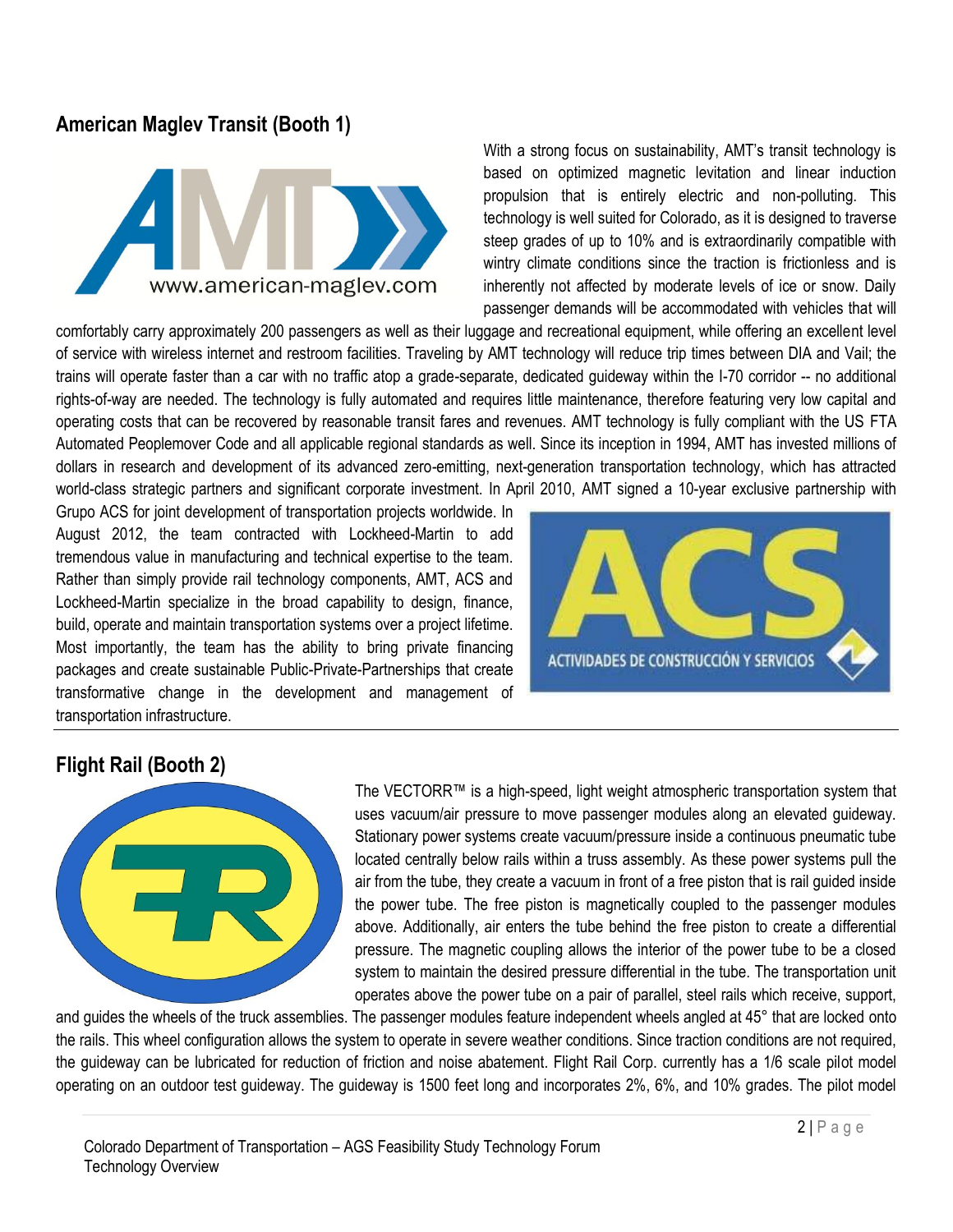## American Maglev Transit (Booth 1)

With a strong focus on sustainability, AMT's transit technology is based on optimized magnetic levitation and linear induction propulsion that is entirely electric and non-polluting. This technology is well suited for Colorado, as it is designed to traverse steep grades of up to 10% and is extraordinarily compatible with wintry climate conditions since the traction is frictionless and is inherently not affected by moderate levels of ice or snow. Daily passenger demands will be accommodated with vehicles that will comfortably carry approximately 200 passengers as well as their luggage and recreational equipment, while offering an excellent level of service with wireless internet and restroom facilities. Traveling by AMT technology will reduce trip times between DIA and Vail; the trains will operate faster than a car with no traffic atop a grade-separate, dedicated guideway within the I-70 corridor -- no additional rights-of-way are needed. The technology is fully automated and requires little maintenance, therefore featuring very low capital and operating costs that can be recovered by reasonable transit fares and revenues. AMT technology is fully compliant with the US FTA Automated Peoplemover Code and all applicable regional standards as well. Since its inception in 1994, AMT has invested millions of dollars in research and development of its advanced zero-emitting, next-generation transportation technology, which has attracted world-class strategic partners and significant corporate investment. In April 2010, AMT signed a 10-year exclusive partnership with Grupo ACS for joint development of transportation projects worldwide. In August 2012, the team contracted with Lockheed-Martin to add tremendous value in manufacturing and technical expertise to the team. Rather than simply provide rail technology components, AMT, ACS and Lockheed-Martin specialize in the broad capability to design, finance, build, operate and maintain transportation systems over a project lifetime. Most importantly, the team has the ability to bring private financing packages and create sustainable Public-Private-Partnerships that create transformative change in the development and management of transportation infrastructure.

## Flight Rail (Booth 2)

The VECTORR™ is a high-speed, light weight atmospheric transportation system that uses vacuum/air pressure to move passenger modules along an elevated guideway. Stationary power systems create vacuum/pressure inside a continuous pneumatic tube located centrally below rails within a truss assembly. As these power systems pull the air from the tube, they create a vacuum in front of a free piston that is rail guided inside the power tube. The free piston is magnetically coupled to the passenger modules above. Additionally, air enters the tube behind the free piston to create a differential pressure. The magnetic coupling allows the interior of the power tube to be a closed system to maintain the desired pressure differential in the tube. The transportation unit operates above the power tube on a pair of parallel, steel rails which receive, support, and guides the wheels of the truck assemblies. The passenger modules feature independent wheels angled at 45° that are locked onto the rails. This wheel configuration allows the system to operate in severe weather conditions. Since traction conditions are not required, the guideway can be lubricated for reduction of friction and noise abatement. Flight Rail Corp. currently has a 1/6 scale pilot model operating on an outdoor test guideway. The guideway is 1500 feet long and incorporates 2%, 6%, and 10% grades. The pilot model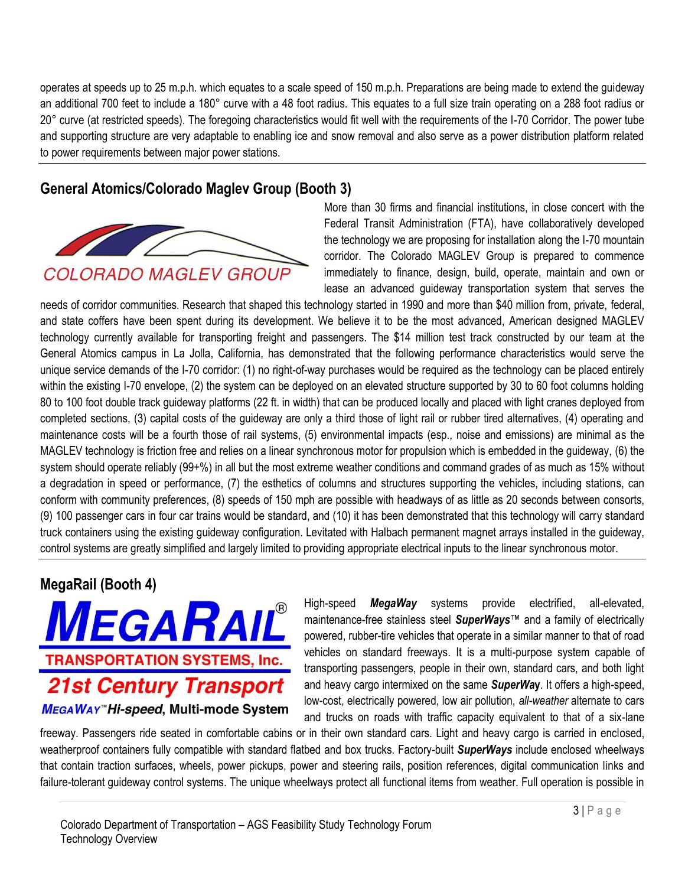operates at speeds up to 25 m.p.h. which equates to a scale speed of 150 m.p.h. Preparations are being made to extend the guideway an additional 700 feet to include a 180° curve with a 48 foot radius. This equates to a full size train operating on a 288 foot radius or 20° curve (at restricted speeds). The foregoing characteristics would fit well with the requirements of the I-70 Corridor. The power tube and supporting structure are very adaptable to enabling ice and snow removal and also serve as a power distribution platform related to power requirements between major power stations.

## General Atomics/Colorado Maglev Group (Booth 3)

COLORADO MAGLEV GROUP

More than 30 firms and financial institutions, in close concert with the Federal Transit Administration (FTA), have collaboratively developed the technology we are proposing for installation along the I-70 mountain corridor. The Colorado MAGLEV Group is prepared to commence immediately to finance, design, build, operate, maintain and own or lease an advanced guideway transportation system that serves the needs of corridor communities. Research that shaped this technology started in 1990 and more than $40 million from, private, federal, and state coffers have been spent during its development. We believe it to be the most advanced, American designed MAGLEV technology currently available for transporting freight and passengers. The $14 million test track constructed by our team at the General Atomics campus in La Jolla, California, has demonstrated that the following performance characteristics would serve the unique service demands of the I-70 corridor: (1) no right-of-way purchases would be required as the technology can be placed entirely within the existing I-70 envelope, (2) the system can be deployed on an elevated structure supported by 30 to 60 foot columns holding 80 to 100 foot double track guideway platforms (22 ft. in width) that can be produced locally and placed with light cranes deployed from completed sections, (3) capital costs of the guideway are only a third those of light rail or rubber tired alternatives, (4) operating and maintenance costs will be a fourth those of rail systems, (5) environmental impacts (esp., noise and emissions) are minimal as the MAGLEV technology is friction free and relies on a linear synchronous motor for propulsion which is embedded in the guideway, (6) the system should operate reliably (99+%) in all but the most extreme weather conditions and command grades of as much as 15% without a degradation in speed or performance, (7) the esthetics of columns and structures supporting the vehicles, including stations, can conform with community preferences, (8) speeds of 150 mph are possible with headways of as little as 20 seconds between consorts, (9) 100 passenger cars in four car trains would be standard, and (10) it has been demonstrated that this technology will carry standard truck containers using the existing guideway configuration. Levitated with Halbach permanent magnet arrays installed in the guideway, control systems are greatly simplified and largely limited to providing appropriate electrical inputs to the linear synchronous motor.

## MegaRail (Booth 4)

MEGARAIL®
TRANSPORTATION SYSTEMS, Inc.
*21st Century Transport*
MEGAWAY™ *Hi-speed*, Multi-mode System

High-speed ***MegaWay*** systems provide electrified, all-elevated, maintenance-free stainless steel ***SuperWays***™ and a family of electrically powered, rubber-tire vehicles that operate in a similar manner to that of road vehicles on standard freeways. It is a multi-purpose system capable of transporting passengers, people in their own, standard cars, and both light and heavy cargo intermixed on the same ***SuperWay***. It offers a high-speed, low-cost, electrically powered, low air pollution, *all-weather* alternate to cars and trucks on roads with traffic capacity equivalent to that of a six-lane freeway. Passengers ride seated in comfortable cabins or in their own standard cars. Light and heavy cargo is carried in enclosed, weatherproof containers fully compatible with standard flatbed and box trucks. Factory-built ***SuperWays*** include enclosed wheelways that contain traction surfaces, wheels, power pickups, power and steering rails, position references, digital communication links and failure-tolerant guideway control systems. The unique wheelways protect all functional items from weather. Full operation is possible in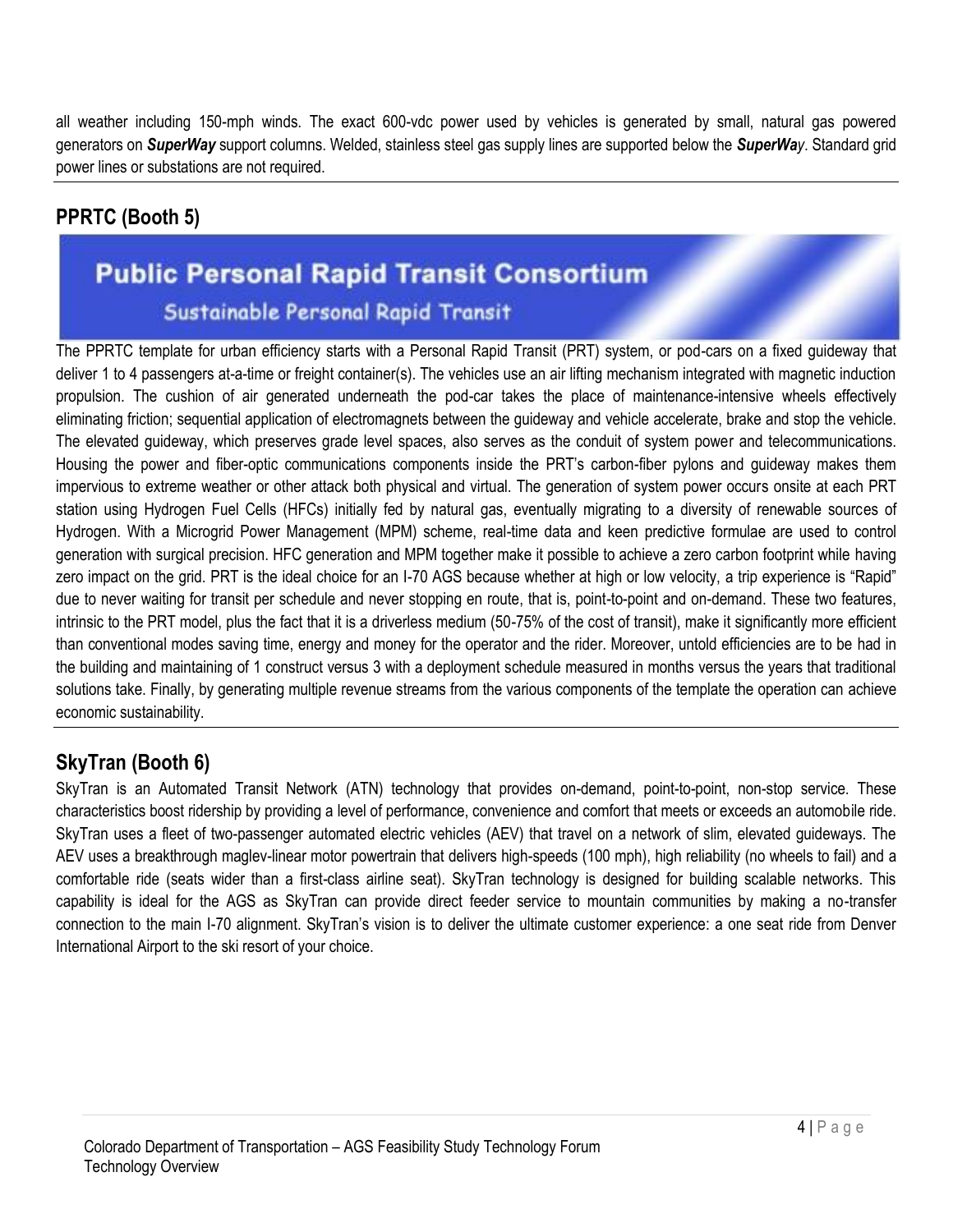all weather including 150-mph winds. The exact 600-vdc power used by vehicles is generated by small, natural gas powered generators on ***SuperWay*** support columns. Welded, stainless steel gas supply lines are supported below the ***SuperWay***. Standard grid power lines or substations are not required.

## PPRTC (Booth 5)

**Public Personal Rapid Transit Consortium**

Sustainable Personal Rapid Transit

The PPRTC template for urban efficiency starts with a Personal Rapid Transit (PRT) system, or pod-cars on a fixed guideway that deliver 1 to 4 passengers at-a-time or freight container(s). The vehicles use an air lifting mechanism integrated with magnetic induction propulsion. The cushion of air generated underneath the pod-car takes the place of maintenance-intensive wheels effectively eliminating friction; sequential application of electromagnets between the guideway and vehicle accelerate, brake and stop the vehicle. The elevated guideway, which preserves grade level spaces, also serves as the conduit of system power and telecommunications. Housing the power and fiber-optic communications components inside the PRT's carbon-fiber pylons and guideway makes them impervious to extreme weather or other attack both physical and virtual. The generation of system power occurs onsite at each PRT station using Hydrogen Fuel Cells (HFCs) initially fed by natural gas, eventually migrating to a diversity of renewable sources of Hydrogen. With a Microgrid Power Management (MPM) scheme, real-time data and keen predictive formulae are used to control generation with surgical precision. HFC generation and MPM together make it possible to achieve a zero carbon footprint while having zero impact on the grid. PRT is the ideal choice for an I-70 AGS because whether at high or low velocity, a trip experience is "Rapid" due to never waiting for transit per schedule and never stopping en route, that is, point-to-point and on-demand. These two features, intrinsic to the PRT model, plus the fact that it is a driverless medium (50-75% of the cost of transit), make it significantly more efficient than conventional modes saving time, energy and money for the operator and the rider. Moreover, untold efficiencies are to be had in the building and maintaining of 1 construct versus 3 with a deployment schedule measured in months versus the years that traditional solutions take. Finally, by generating multiple revenue streams from the various components of the template the operation can achieve economic sustainability.

## SkyTran (Booth 6)

SkyTran is an Automated Transit Network (ATN) technology that provides on-demand, point-to-point, non-stop service. These characteristics boost ridership by providing a level of performance, convenience and comfort that meets or exceeds an automobile ride. SkyTran uses a fleet of two-passenger automated electric vehicles (AEV) that travel on a network of slim, elevated guideways. The AEV uses a breakthrough maglev-linear motor powertrain that delivers high-speeds (100 mph), high reliability (no wheels to fail) and a comfortable ride (seats wider than a first-class airline seat). SkyTran technology is designed for building scalable networks. This capability is ideal for the AGS as SkyTran can provide direct feeder service to mountain communities by making a no-transfer connection to the main I-70 alignment. SkyTran's vision is to deliver the ultimate customer experience: a one seat ride from Denver International Airport to the ski resort of your choice.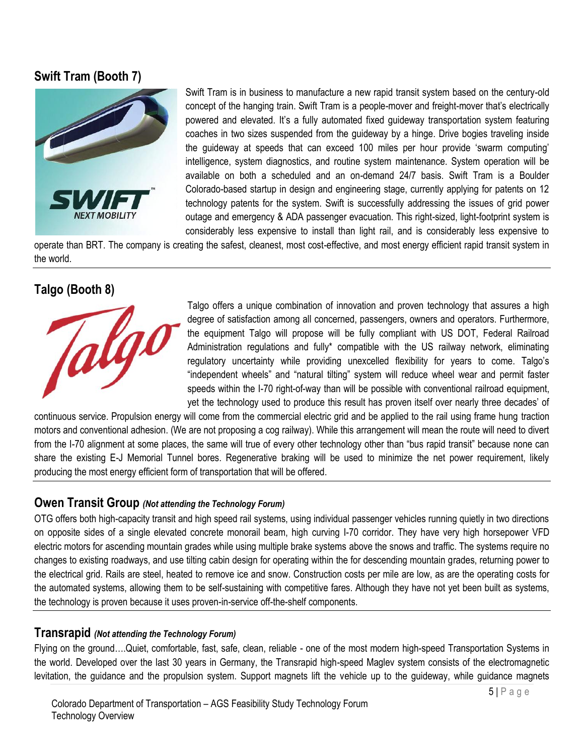## Swift Tram (Booth 7)

Swift Tram is in business to manufacture a new rapid transit system based on the century-old concept of the hanging train. Swift Tram is a people-mover and freight-mover that's electrically powered and elevated. It's a fully automated fixed guideway transportation system featuring coaches in two sizes suspended from the guideway by a hinge. Drive bogies traveling inside the guideway at speeds that can exceed 100 miles per hour provide 'swarm computing' intelligence, system diagnostics, and routine system maintenance. System operation will be available on both a scheduled and an on-demand 24/7 basis. Swift Tram is a Boulder Colorado-based startup in design and engineering stage, currently applying for patents on 12 technology patents for the system. Swift is successfully addressing the issues of grid power outage and emergency & ADA passenger evacuation. This right-sized, light-footprint system is considerably less expensive to install than light rail, and is considerably less expensive to operate than BRT. The company is creating the safest, cleanest, most cost-effective, and most energy efficient rapid transit system in the world.

## Talgo (Booth 8)

Talgo offers a unique combination of innovation and proven technology that assures a high degree of satisfaction among all concerned, passengers, owners and operators. Furthermore, the equipment Talgo will propose will be fully compliant with US DOT, Federal Railroad Administration regulations and fully* compatible with the US railway network, eliminating regulatory uncertainty while providing unexcelled flexibility for years to come. Talgo's "independent wheels" and "natural tilting" system will reduce wheel wear and permit faster speeds within the I-70 right-of-way than will be possible with conventional railroad equipment, yet the technology used to produce this result has proven itself over nearly three decades' of continuous service. Propulsion energy will come from the commercial electric grid and be applied to the rail using frame hung traction motors and conventional adhesion. (We are not proposing a cog railway). While this arrangement will mean the route will need to divert from the I-70 alignment at some places, the same will true of every other technology other than "bus rapid transit" because none can share the existing E-J Memorial Tunnel bores. Regenerative braking will be used to minimize the net power requirement, likely producing the most energy efficient form of transportation that will be offered.

## Owen Transit Group *(Not attending the Technology Forum)*

OTG offers both high-capacity transit and high speed rail systems, using individual passenger vehicles running quietly in two directions on opposite sides of a single elevated concrete monorail beam, high curving I-70 corridor. They have very high horsepower VFD electric motors for ascending mountain grades while using multiple brake systems above the snows and traffic. The systems require no changes to existing roadways, and use tilting cabin design for operating within the for descending mountain grades, returning power to the electrical grid. Rails are steel, heated to remove ice and snow. Construction costs per mile are low, as are the operating costs for the automated systems, allowing them to be self-sustaining with competitive fares. Although they have not yet been built as systems, the technology is proven because it uses proven-in-service off-the-shelf components.

## Transrapid *(Not attending the Technology Forum)*

Flying on the ground….Quiet, comfortable, fast, safe, clean, reliable - one of the most modern high-speed Transportation Systems in the world. Developed over the last 30 years in Germany, the Transrapid high-speed Maglev system consists of the electromagnetic levitation, the guidance and the propulsion system. Support magnets lift the vehicle up to the guideway, while guidance magnets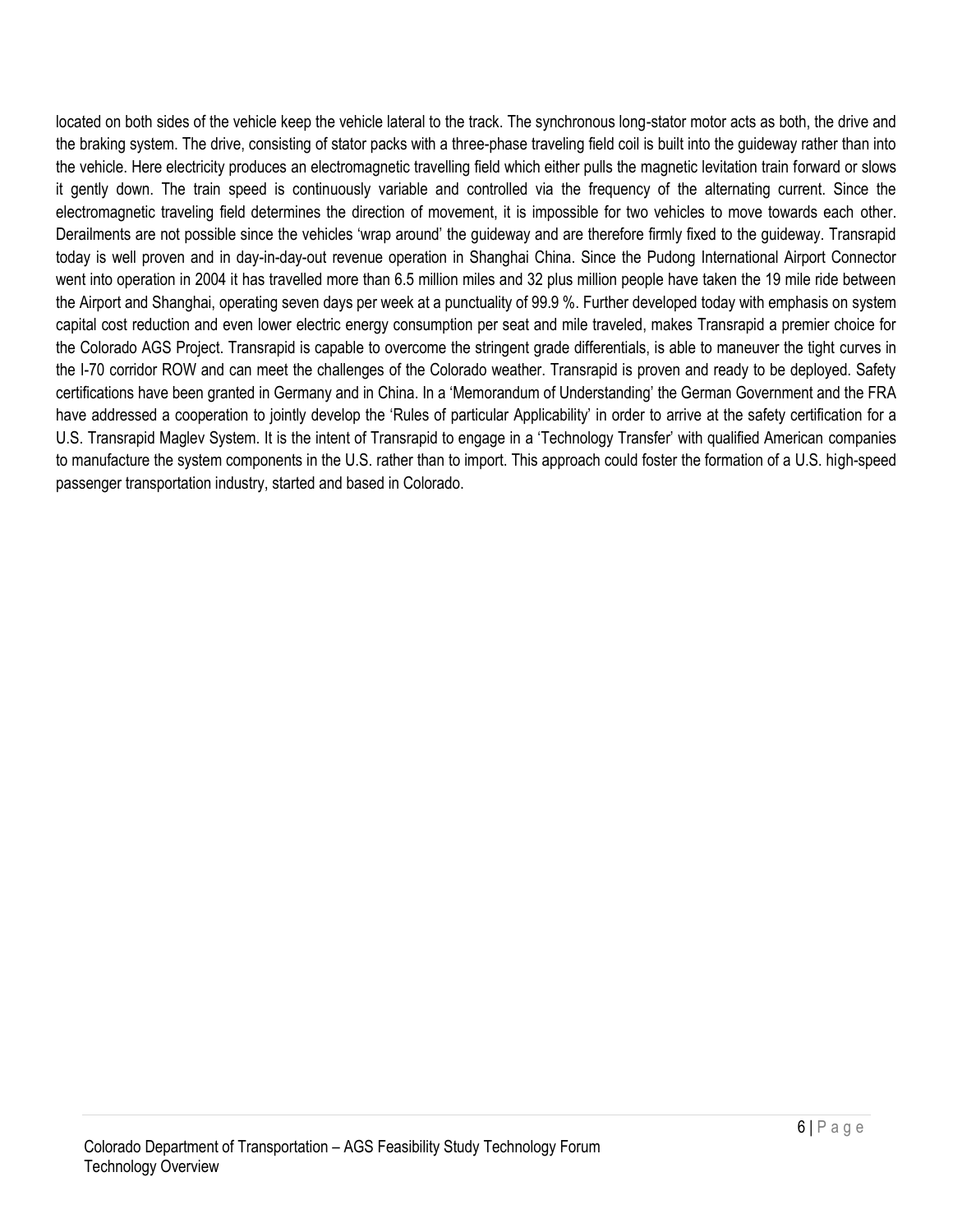located on both sides of the vehicle keep the vehicle lateral to the track. The synchronous long-stator motor acts as both, the drive and the braking system. The drive, consisting of stator packs with a three-phase traveling field coil is built into the guideway rather than into the vehicle. Here electricity produces an electromagnetic travelling field which either pulls the magnetic levitation train forward or slows it gently down. The train speed is continuously variable and controlled via the frequency of the alternating current. Since the electromagnetic traveling field determines the direction of movement, it is impossible for two vehicles to move towards each other. Derailments are not possible since the vehicles 'wrap around' the guideway and are therefore firmly fixed to the guideway. Transrapid today is well proven and in day-in-day-out revenue operation in Shanghai China. Since the Pudong International Airport Connector went into operation in 2004 it has travelled more than 6.5 million miles and 32 plus million people have taken the 19 mile ride between the Airport and Shanghai, operating seven days per week at a punctuality of 99.9 %. Further developed today with emphasis on system capital cost reduction and even lower electric energy consumption per seat and mile traveled, makes Transrapid a premier choice for the Colorado AGS Project. Transrapid is capable to overcome the stringent grade differentials, is able to maneuver the tight curves in the I-70 corridor ROW and can meet the challenges of the Colorado weather. Transrapid is proven and ready to be deployed. Safety certifications have been granted in Germany and in China. In a 'Memorandum of Understanding' the German Government and the FRA have addressed a cooperation to jointly develop the 'Rules of particular Applicability' in order to arrive at the safety certification for a U.S. Transrapid Maglev System. It is the intent of Transrapid to engage in a 'Technology Transfer' with qualified American companies to manufacture the system components in the U.S. rather than to import. This approach could foster the formation of a U.S. high-speed passenger transportation industry, started and based in Colorado.